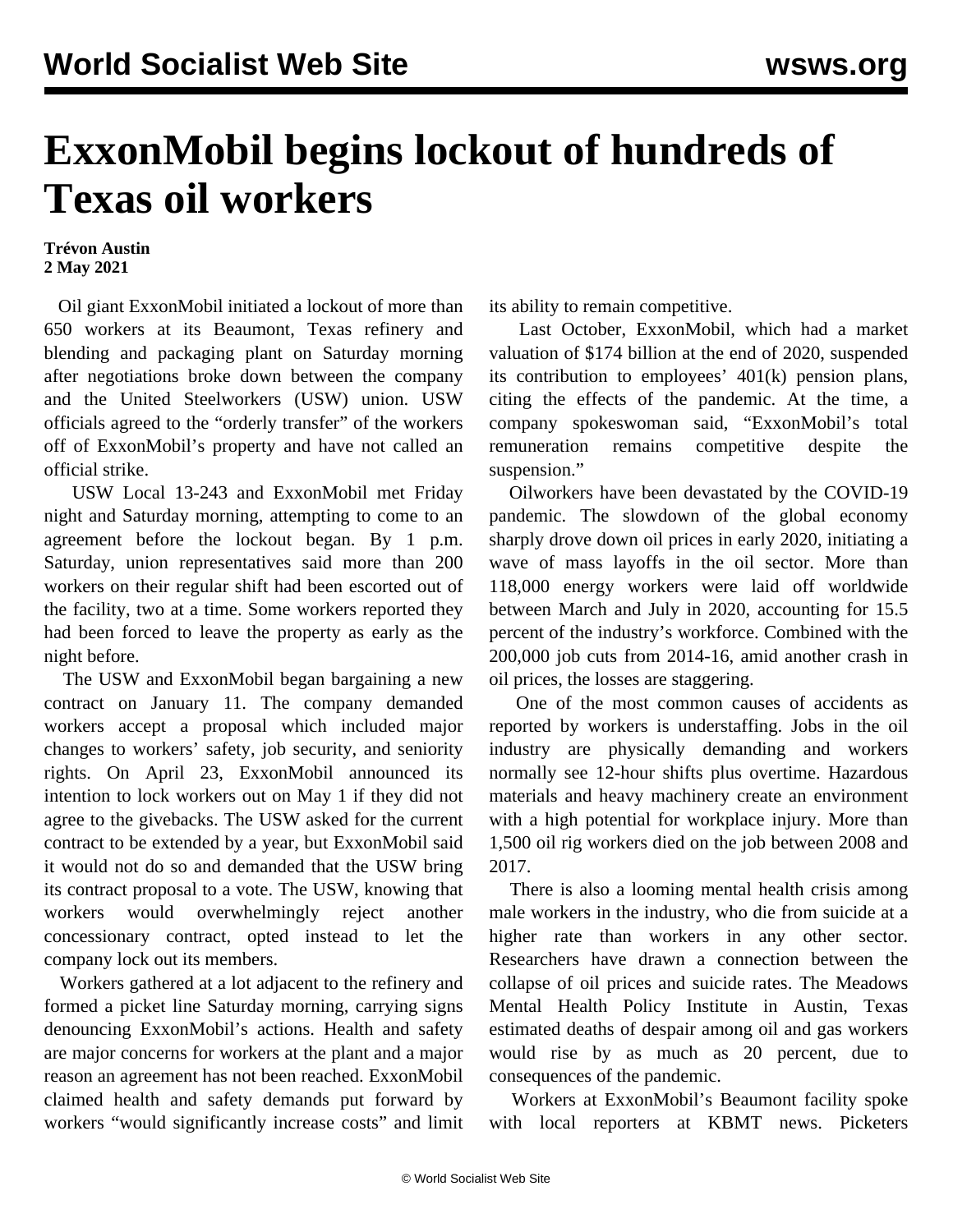# ExxonMobil begins lockout of hundreds of Texas oil workers

**Trévon Austin**
**2 May 2021**

Oil giant ExxonMobil initiated a lockout of more than 650 workers at its Beaumont, Texas refinery and blending and packaging plant on Saturday morning after negotiations broke down between the company and the United Steelworkers (USW) union. USW officials agreed to the "orderly transfer" of the workers off of ExxonMobil's property and have not called an official strike.

USW Local 13-243 and ExxonMobil met Friday night and Saturday morning, attempting to come to an agreement before the lockout began. By 1 p.m. Saturday, union representatives said more than 200 workers on their regular shift had been escorted out of the facility, two at a time. Some workers reported they had been forced to leave the property as early as the night before.

The USW and ExxonMobil began bargaining a new contract on January 11. The company demanded workers accept a proposal which included major changes to workers' safety, job security, and seniority rights. On April 23, ExxonMobil announced its intention to lock workers out on May 1 if they did not agree to the givebacks. The USW asked for the current contract to be extended by a year, but ExxonMobil said it would not do so and demanded that the USW bring its contract proposal to a vote. The USW, knowing that workers would overwhelmingly reject another concessionary contract, opted instead to let the company lock out its members.

Workers gathered at a lot adjacent to the refinery and formed a picket line Saturday morning, carrying signs denouncing ExxonMobil's actions. Health and safety are major concerns for workers at the plant and a major reason an agreement has not been reached. ExxonMobil claimed health and safety demands put forward by workers "would significantly increase costs" and limit its ability to remain competitive.

Last October, ExxonMobil, which had a market valuation of $174 billion at the end of 2020, suspended its contribution to employees' 401(k) pension plans, citing the effects of the pandemic. At the time, a company spokeswoman said, "ExxonMobil's total remuneration remains competitive despite the suspension."

Oilworkers have been devastated by the COVID-19 pandemic. The slowdown of the global economy sharply drove down oil prices in early 2020, initiating a wave of mass layoffs in the oil sector. More than 118,000 energy workers were laid off worldwide between March and July in 2020, accounting for 15.5 percent of the industry's workforce. Combined with the 200,000 job cuts from 2014-16, amid another crash in oil prices, the losses are staggering.

One of the most common causes of accidents as reported by workers is understaffing. Jobs in the oil industry are physically demanding and workers normally see 12-hour shifts plus overtime. Hazardous materials and heavy machinery create an environment with a high potential for workplace injury. More than 1,500 oil rig workers died on the job between 2008 and 2017.

There is also a looming mental health crisis among male workers in the industry, who die from suicide at a higher rate than workers in any other sector. Researchers have drawn a connection between the collapse of oil prices and suicide rates. The Meadows Mental Health Policy Institute in Austin, Texas estimated deaths of despair among oil and gas workers would rise by as much as 20 percent, due to consequences of the pandemic.

Workers at ExxonMobil's Beaumont facility spoke with local reporters at KBMT news. Picketers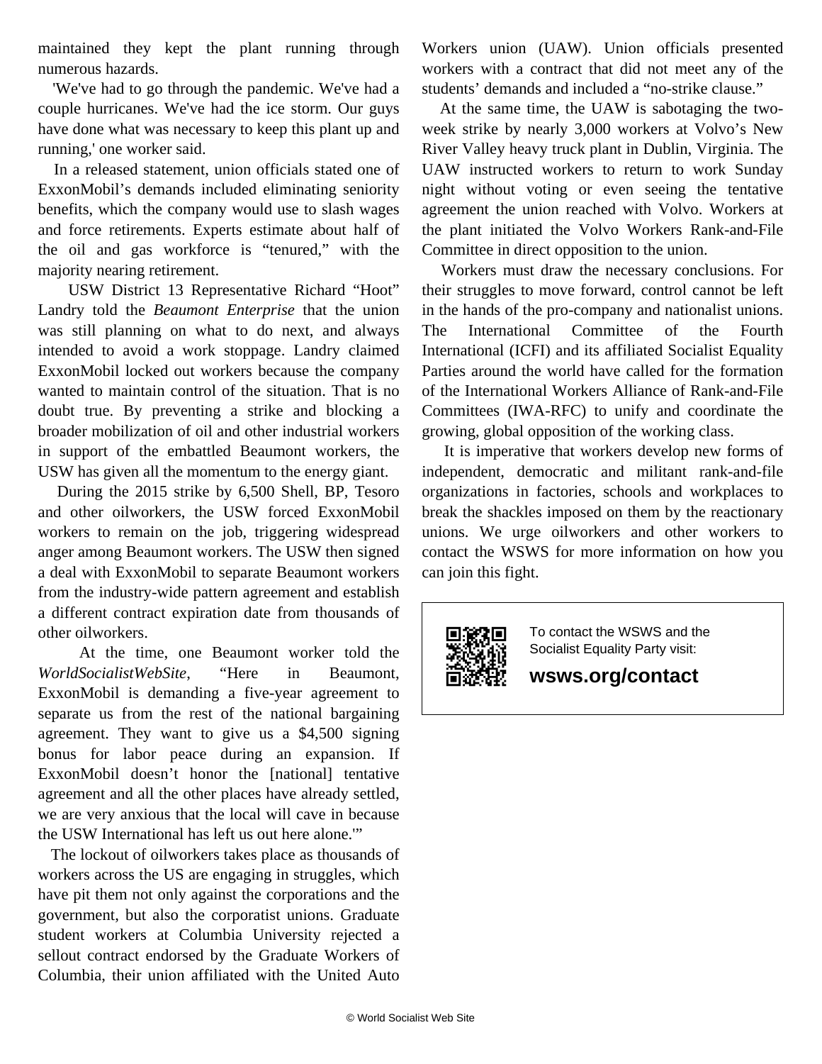maintained they kept the plant running through numerous hazards.

'We've had to go through the pandemic. We've had a couple hurricanes. We've had the ice storm. Our guys have done what was necessary to keep this plant up and running,' one worker said.

In a released statement, union officials stated one of ExxonMobil's demands included eliminating seniority benefits, which the company would use to slash wages and force retirements. Experts estimate about half of the oil and gas workforce is "tenured," with the majority nearing retirement.

USW District 13 Representative Richard "Hoot" Landry told the *Beaumont Enterprise* that the union was still planning on what to do next, and always intended to avoid a work stoppage. Landry claimed ExxonMobil locked out workers because the company wanted to maintain control of the situation. That is no doubt true. By preventing a strike and blocking a broader mobilization of oil and other industrial workers in support of the embattled Beaumont workers, the USW has given all the momentum to the energy giant.

During the 2015 strike by 6,500 Shell, BP, Tesoro and other oilworkers, the USW forced ExxonMobil workers to remain on the job, triggering widespread anger among Beaumont workers. The USW then signed a deal with ExxonMobil to separate Beaumont workers from the industry-wide pattern agreement and establish a different contract expiration date from thousands of other oilworkers.

At the time, one Beaumont worker told the *WorldSocialistWebSite*, "Here in Beaumont, ExxonMobil is demanding a five-year agreement to separate us from the rest of the national bargaining agreement. They want to give us a $4,500 signing bonus for labor peace during an expansion. If ExxonMobil doesn't honor the [national] tentative agreement and all the other places have already settled, we are very anxious that the local will cave in because the USW International has left us out here alone.'"

The lockout of oilworkers takes place as thousands of workers across the US are engaging in struggles, which have pit them not only against the corporations and the government, but also the corporatist unions. Graduate student workers at Columbia University rejected a sellout contract endorsed by the Graduate Workers of Columbia, their union affiliated with the United Auto Workers union (UAW). Union officials presented workers with a contract that did not meet any of the students' demands and included a "no-strike clause."

At the same time, the UAW is sabotaging the two-week strike by nearly 3,000 workers at Volvo's New River Valley heavy truck plant in Dublin, Virginia. The UAW instructed workers to return to work Sunday night without voting or even seeing the tentative agreement the union reached with Volvo. Workers at the plant initiated the Volvo Workers Rank-and-File Committee in direct opposition to the union.

Workers must draw the necessary conclusions. For their struggles to move forward, control cannot be left in the hands of the pro-company and nationalist unions. The International Committee of the Fourth International (ICFI) and its affiliated Socialist Equality Parties around the world have called for the formation of the International Workers Alliance of Rank-and-File Committees (IWA-RFC) to unify and coordinate the growing, global opposition of the working class.

It is imperative that workers develop new forms of independent, democratic and militant rank-and-file organizations in factories, schools and workplaces to break the shackles imposed on them by the reactionary unions. We urge oilworkers and other workers to contact the WSWS for more information on how you can join this fight.

To contact the WSWS and the Socialist Equality Party visit:

**wsws.org/contact**